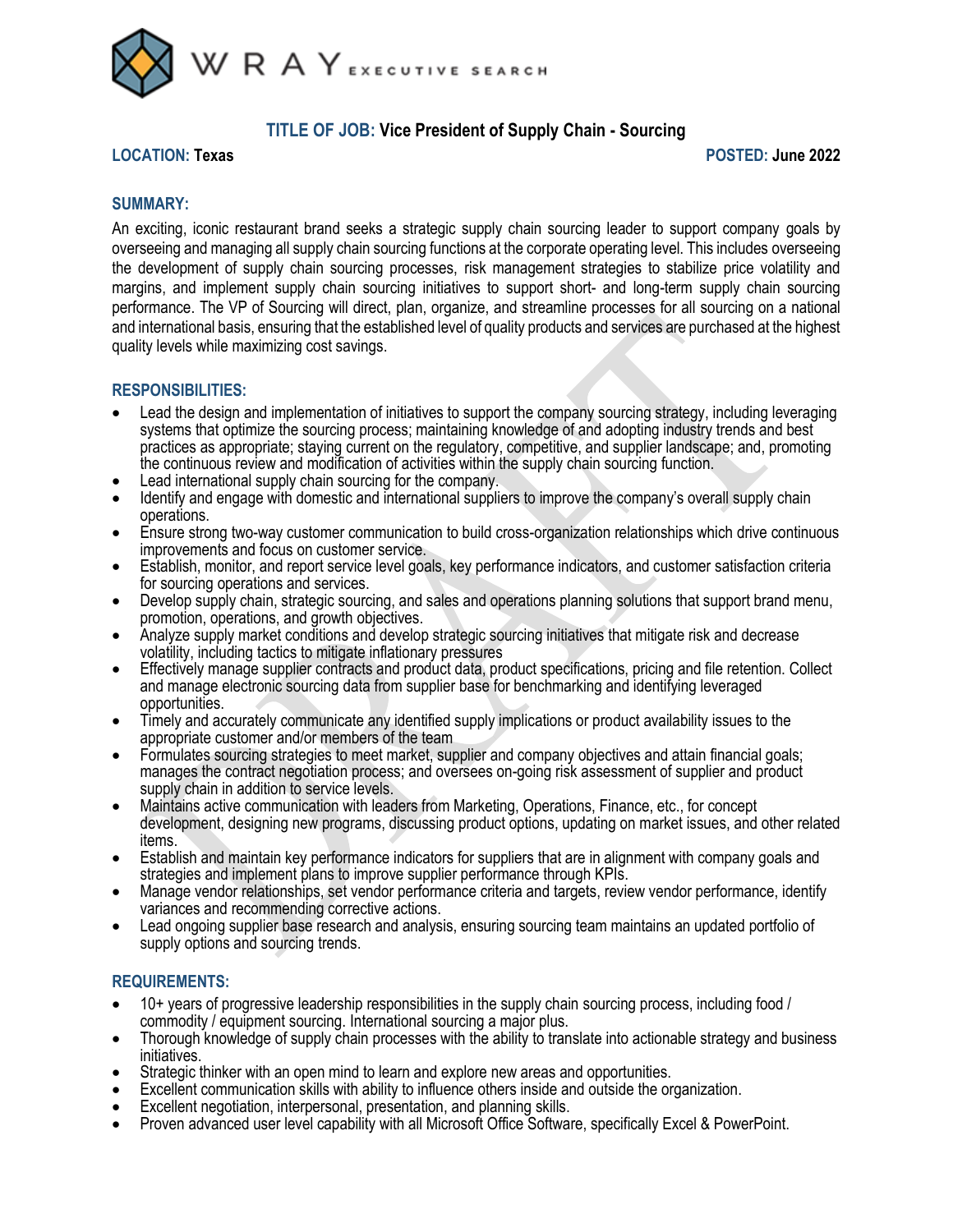WRAY EXECUTIVE SEARCH

# TITLE OF JOB: Vice President of Supply Chain - Sourcing

**LOCATION:** Texas

**POSTED:** June 2022

## SUMMARY:

An exciting, iconic restaurant brand seeks a strategic supply chain sourcing leader to support company goals by overseeing and managing all supply chain sourcing functions at the corporate operating level. This includes overseeing the development of supply chain sourcing processes, risk management strategies to stabilize price volatility and margins, and implement supply chain sourcing initiatives to support short- and long-term supply chain sourcing performance. The VP of Sourcing will direct, plan, organize, and streamline processes for all sourcing on a national and international basis, ensuring that the established level of quality products and services are purchased at the highest quality levels while maximizing cost savings.

## RESPONSIBILITIES:

- Lead the design and implementation of initiatives to support the company sourcing strategy, including leveraging systems that optimize the sourcing process; maintaining knowledge of and adopting industry trends and best practices as appropriate; staying current on the regulatory, competitive, and supplier landscape; and, promoting the continuous review and modification of activities within the supply chain sourcing function.
- Lead international supply chain sourcing for the company.
- Identify and engage with domestic and international suppliers to improve the company's overall supply chain operations.
- Ensure strong two-way customer communication to build cross-organization relationships which drive continuous improvements and focus on customer service.
- Establish, monitor, and report service level goals, key performance indicators, and customer satisfaction criteria for sourcing operations and services.
- Develop supply chain, strategic sourcing, and sales and operations planning solutions that support brand menu, promotion, operations, and growth objectives.
- Analyze supply market conditions and develop strategic sourcing initiatives that mitigate risk and decrease volatility, including tactics to mitigate inflationary pressures
- Effectively manage supplier contracts and product data, product specifications, pricing and file retention. Collect and manage electronic sourcing data from supplier base for benchmarking and identifying leveraged opportunities.
- Timely and accurately communicate any identified supply implications or product availability issues to the appropriate customer and/or members of the team
- Formulates sourcing strategies to meet market, supplier and company objectives and attain financial goals; manages the contract negotiation process; and oversees on-going risk assessment of supplier and product supply chain in addition to service levels.
- Maintains active communication with leaders from Marketing, Operations, Finance, etc., for concept development, designing new programs, discussing product options, updating on market issues, and other related items.
- Establish and maintain key performance indicators for suppliers that are in alignment with company goals and strategies and implement plans to improve supplier performance through KPIs.
- Manage vendor relationships, set vendor performance criteria and targets, review vendor performance, identify variances and recommending corrective actions.
- Lead ongoing supplier base research and analysis, ensuring sourcing team maintains an updated portfolio of supply options and sourcing trends.

## REQUIREMENTS:

- 10+ years of progressive leadership responsibilities in the supply chain sourcing process, including food / commodity / equipment sourcing. International sourcing a major plus.
- Thorough knowledge of supply chain processes with the ability to translate into actionable strategy and business initiatives.
- Strategic thinker with an open mind to learn and explore new areas and opportunities.
- Excellent communication skills with ability to influence others inside and outside the organization.
- Excellent negotiation, interpersonal, presentation, and planning skills.
- Proven advanced user level capability with all Microsoft Office Software, specifically Excel & PowerPoint.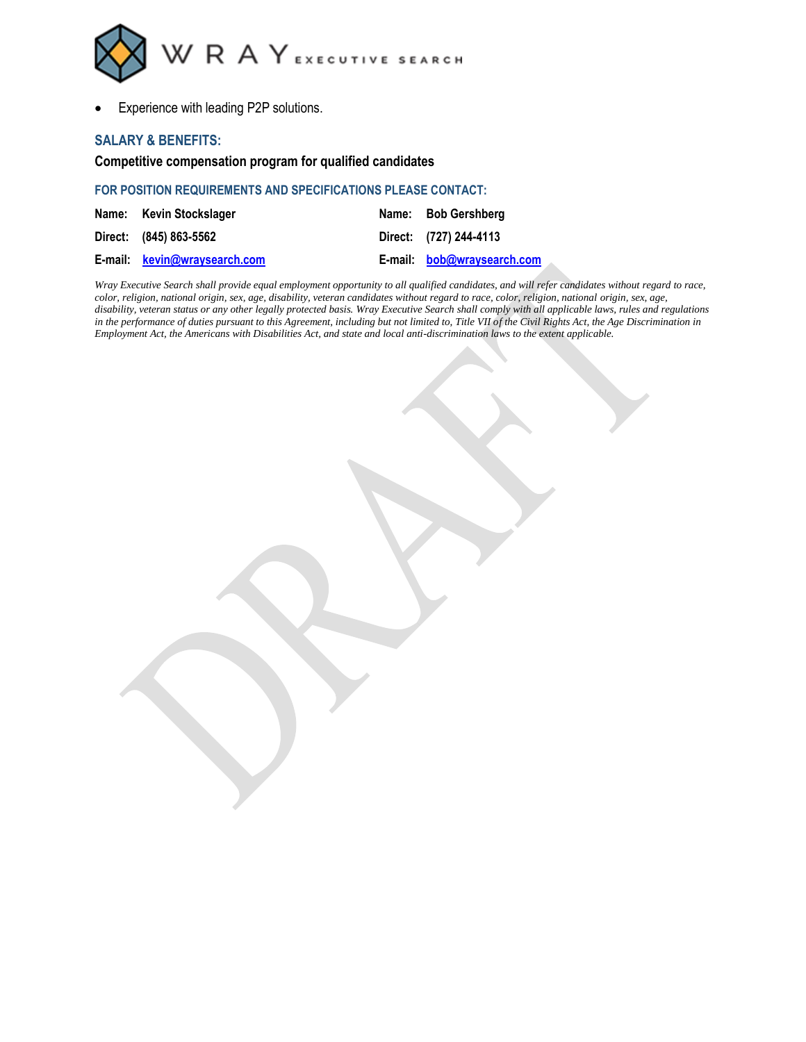- Experience with leading P2P solutions.

## SALARY & BENEFITS:

**Competitive compensation program for qualified candidates**

## FOR POSITION REQUIREMENTS AND SPECIFICATIONS PLEASE CONTACT:

| | | | |
|---|---|---|---|
| **Name:** | **Kevin Stockslager** | **Name:** | **Bob Gershberg** |
| **Direct:** | **(845) 863-5562** | **Direct:** | **(727) 244-4113** |
| **E-mail:** | **kevin@wraysearch.com** | **E-mail:** | **bob@wraysearch.com** |

*Wray Executive Search shall provide equal employment opportunity to all qualified candidates, and will refer candidates without regard to race, color, religion, national origin, sex, age, disability, veteran candidates without regard to race, color, religion, national origin, sex, age, disability, veteran status or any other legally protected basis. Wray Executive Search shall comply with all applicable laws, rules and regulations in the performance of duties pursuant to this Agreement, including but not limited to, Title VII of the Civil Rights Act, the Age Discrimination in Employment Act, the Americans with Disabilities Act, and state and local anti-discrimination laws to the extent applicable.*